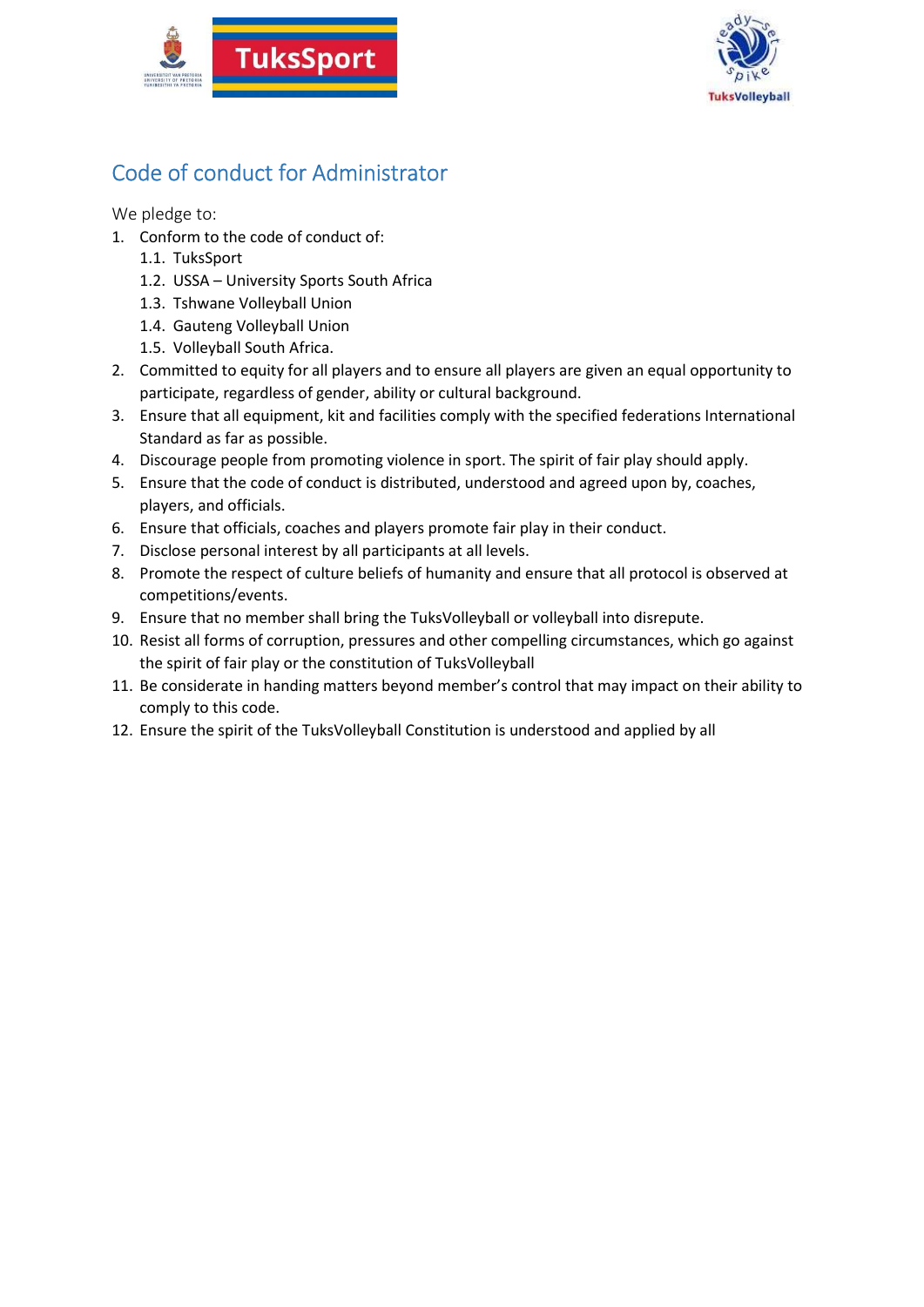# Code of conduct for Administrator

We pledge to:

1. Conform to the code of conduct of:
   1.1. TuksSport
   1.2. USSA – University Sports South Africa
   1.3. Tshwane Volleyball Union
   1.4. Gauteng Volleyball Union
   1.5. Volleyball South Africa.
2. Committed to equity for all players and to ensure all players are given an equal opportunity to participate, regardless of gender, ability or cultural background.
3. Ensure that all equipment, kit and facilities comply with the specified federations International Standard as far as possible.
4. Discourage people from promoting violence in sport. The spirit of fair play should apply.
5. Ensure that the code of conduct is distributed, understood and agreed upon by, coaches, players, and officials.
6. Ensure that officials, coaches and players promote fair play in their conduct.
7. Disclose personal interest by all participants at all levels.
8. Promote the respect of culture beliefs of humanity and ensure that all protocol is observed at competitions/events.
9. Ensure that no member shall bring the TuksVolleyball or volleyball into disrepute.
10. Resist all forms of corruption, pressures and other compelling circumstances, which go against the spirit of fair play or the constitution of TuksVolleyball
11. Be considerate in handing matters beyond member's control that may impact on their ability to comply to this code.
12. Ensure the spirit of the TuksVolleyball Constitution is understood and applied by all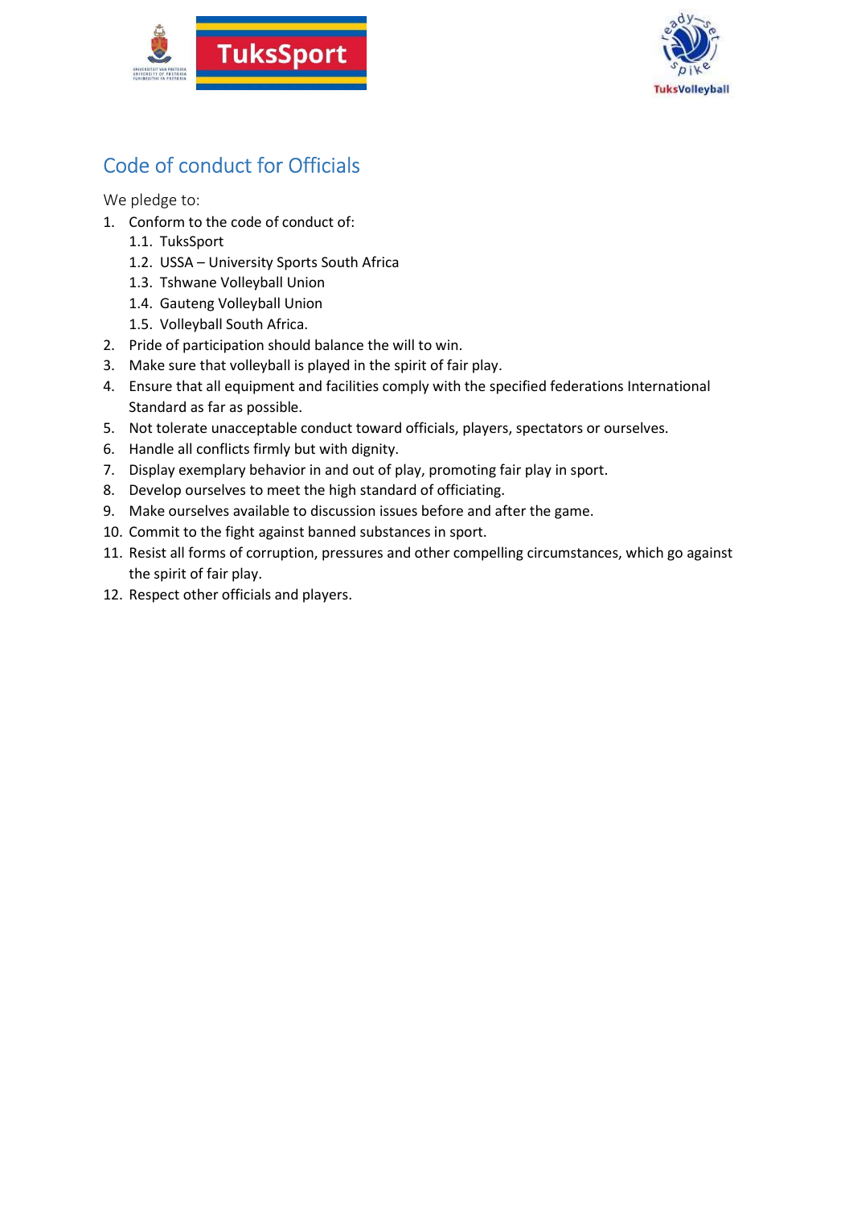## Code of conduct for Officials

We pledge to:

1. Conform to the code of conduct of:
   1.1. TuksSport
   1.2. USSA – University Sports South Africa
   1.3. Tshwane Volleyball Union
   1.4. Gauteng Volleyball Union
   1.5. Volleyball South Africa.
2. Pride of participation should balance the will to win.
3. Make sure that volleyball is played in the spirit of fair play.
4. Ensure that all equipment and facilities comply with the specified federations International Standard as far as possible.
5. Not tolerate unacceptable conduct toward officials, players, spectators or ourselves.
6. Handle all conflicts firmly but with dignity.
7. Display exemplary behavior in and out of play, promoting fair play in sport.
8. Develop ourselves to meet the high standard of officiating.
9. Make ourselves available to discussion issues before and after the game.
10. Commit to the fight against banned substances in sport.
11. Resist all forms of corruption, pressures and other compelling circumstances, which go against the spirit of fair play.
12. Respect other officials and players.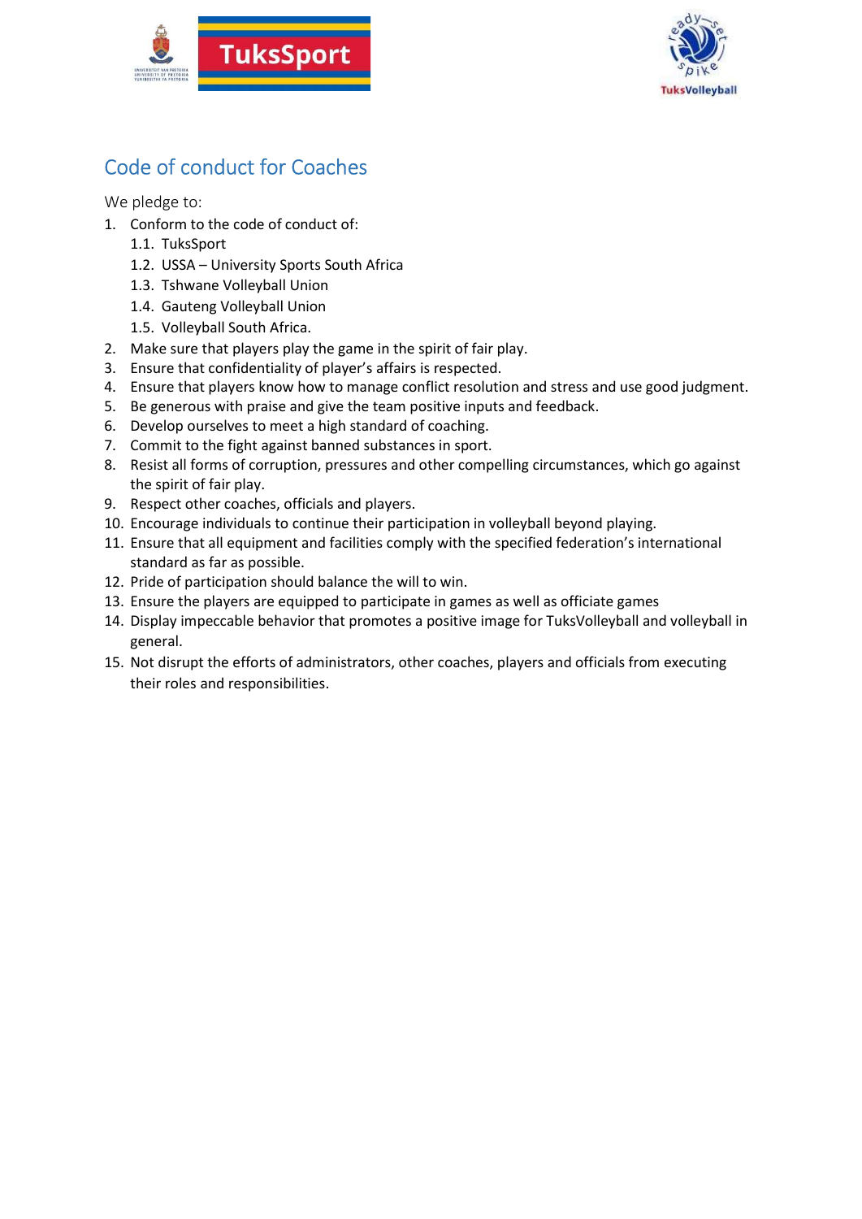## Code of conduct for Coaches

We pledge to:

1. Conform to the code of conduct of:
    1.1. TuksSport
    1.2. USSA – University Sports South Africa
    1.3. Tshwane Volleyball Union
    1.4. Gauteng Volleyball Union
    1.5. Volleyball South Africa.
2. Make sure that players play the game in the spirit of fair play.
3. Ensure that confidentiality of player's affairs is respected.
4. Ensure that players know how to manage conflict resolution and stress and use good judgment.
5. Be generous with praise and give the team positive inputs and feedback.
6. Develop ourselves to meet a high standard of coaching.
7. Commit to the fight against banned substances in sport.
8. Resist all forms of corruption, pressures and other compelling circumstances, which go against the spirit of fair play.
9. Respect other coaches, officials and players.
10. Encourage individuals to continue their participation in volleyball beyond playing.
11. Ensure that all equipment and facilities comply with the specified federation's international standard as far as possible.
12. Pride of participation should balance the will to win.
13. Ensure the players are equipped to participate in games as well as officiate games
14. Display impeccable behavior that promotes a positive image for TuksVolleyball and volleyball in general.
15. Not disrupt the efforts of administrators, other coaches, players and officials from executing their roles and responsibilities.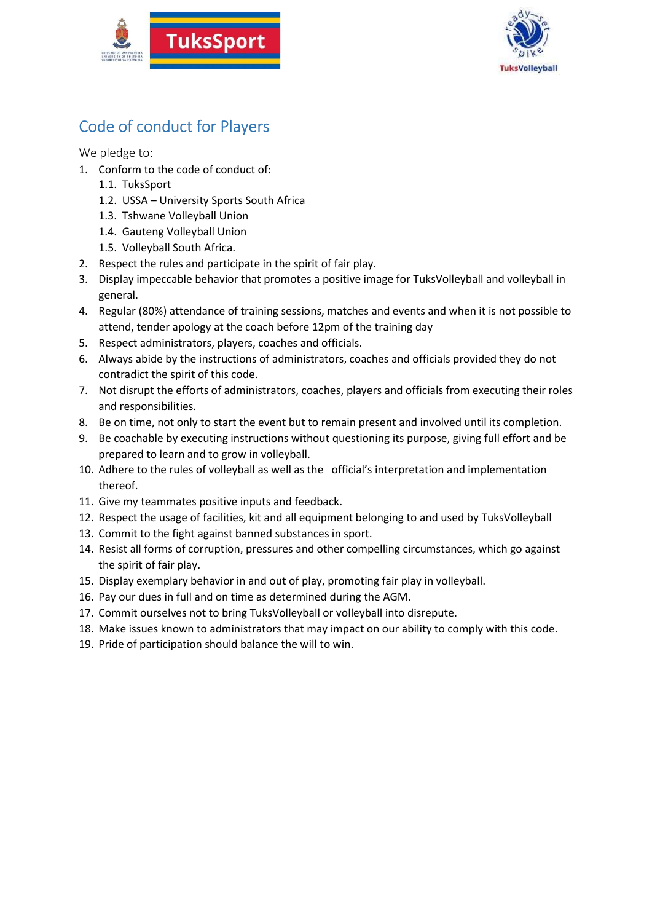## Code of conduct for Players

We pledge to:

1. Conform to the code of conduct of:
   1.1. TuksSport
   1.2. USSA – University Sports South Africa
   1.3. Tshwane Volleyball Union
   1.4. Gauteng Volleyball Union
   1.5. Volleyball South Africa.
2. Respect the rules and participate in the spirit of fair play.
3. Display impeccable behavior that promotes a positive image for TuksVolleyball and volleyball in general.
4. Regular (80%) attendance of training sessions, matches and events and when it is not possible to attend, tender apology at the coach before 12pm of the training day
5. Respect administrators, players, coaches and officials.
6. Always abide by the instructions of administrators, coaches and officials provided they do not contradict the spirit of this code.
7. Not disrupt the efforts of administrators, coaches, players and officials from executing their roles and responsibilities.
8. Be on time, not only to start the event but to remain present and involved until its completion.
9. Be coachable by executing instructions without questioning its purpose, giving full effort and be prepared to learn and to grow in volleyball.
10. Adhere to the rules of volleyball as well as the official's interpretation and implementation thereof.
11. Give my teammates positive inputs and feedback.
12. Respect the usage of facilities, kit and all equipment belonging to and used by TuksVolleyball
13. Commit to the fight against banned substances in sport.
14. Resist all forms of corruption, pressures and other compelling circumstances, which go against the spirit of fair play.
15. Display exemplary behavior in and out of play, promoting fair play in volleyball.
16. Pay our dues in full and on time as determined during the AGM.
17. Commit ourselves not to bring TuksVolleyball or volleyball into disrepute.
18. Make issues known to administrators that may impact on our ability to comply with this code.
19. Pride of participation should balance the will to win.